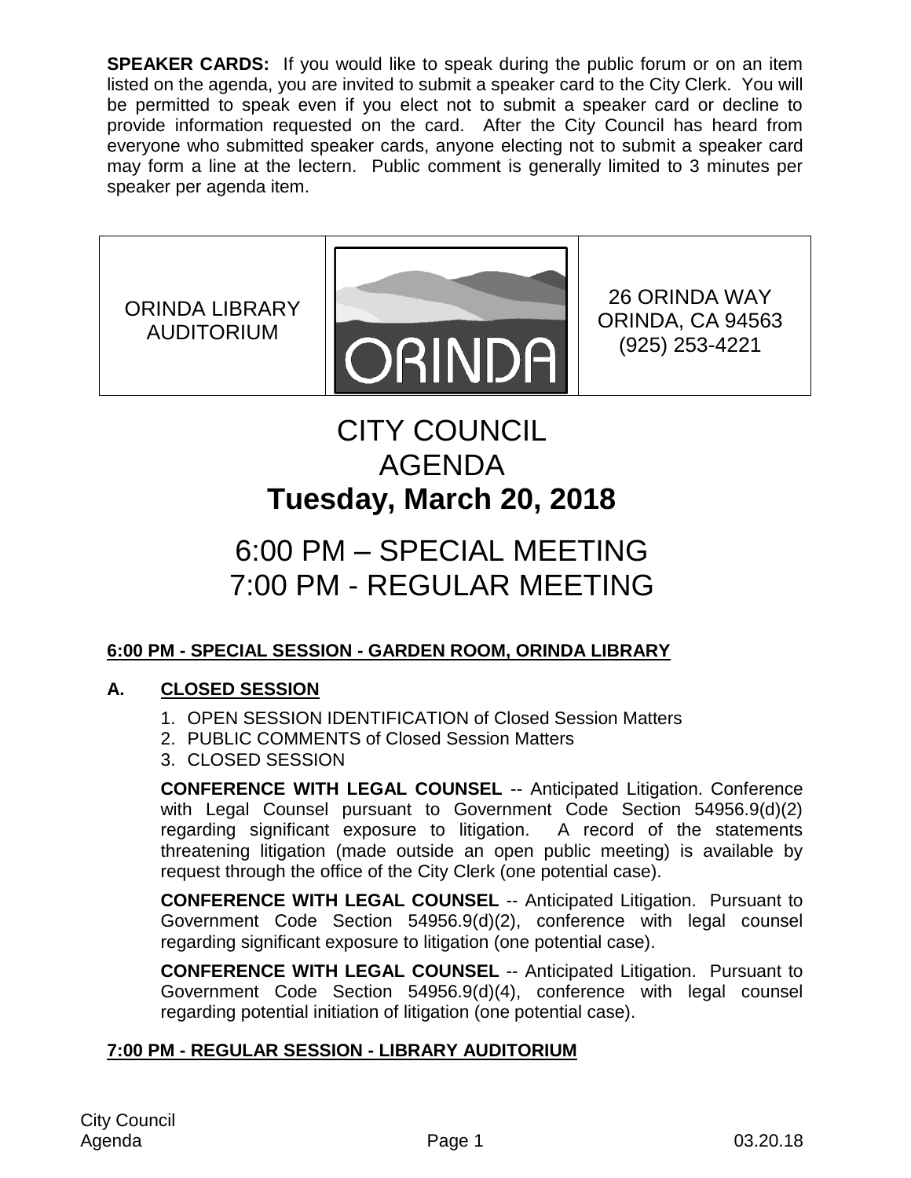**SPEAKER CARDS:** If you would like to speak during the public forum or on an item listed on the agenda, you are invited to submit a speaker card to the City Clerk. You will be permitted to speak even if you elect not to submit a speaker card or decline to provide information requested on the card. After the City Council has heard from everyone who submitted speaker cards, anyone electing not to submit a speaker card may form a line at the lectern. Public comment is generally limited to 3 minutes per speaker per agenda item.

| ORINDA LIBRARY AUDITORIUM | ORINDA | 26 ORINDA WAY ORINDA, CA 94563 (925) 253-4221 |
|---|---|---|

# CITY COUNCIL AGENDA
# Tuesday, March 20, 2018

# 6:00 PM – SPECIAL MEETING
# 7:00 PM - REGULAR MEETING

**6:00 PM - SPECIAL SESSION - GARDEN ROOM, ORINDA LIBRARY**

## A. CLOSED SESSION

1. OPEN SESSION IDENTIFICATION of Closed Session Matters
2. PUBLIC COMMENTS of Closed Session Matters
3. CLOSED SESSION

**CONFERENCE WITH LEGAL COUNSEL** -- Anticipated Litigation. Conference with Legal Counsel pursuant to Government Code Section 54956.9(d)(2) regarding significant exposure to litigation. A record of the statements threatening litigation (made outside an open public meeting) is available by request through the office of the City Clerk (one potential case).

**CONFERENCE WITH LEGAL COUNSEL** -- Anticipated Litigation. Pursuant to Government Code Section 54956.9(d)(2), conference with legal counsel regarding significant exposure to litigation (one potential case).

**CONFERENCE WITH LEGAL COUNSEL** -- Anticipated Litigation. Pursuant to Government Code Section 54956.9(d)(4), conference with legal counsel regarding potential initiation of litigation (one potential case).

**7:00 PM - REGULAR SESSION - LIBRARY AUDITORIUM**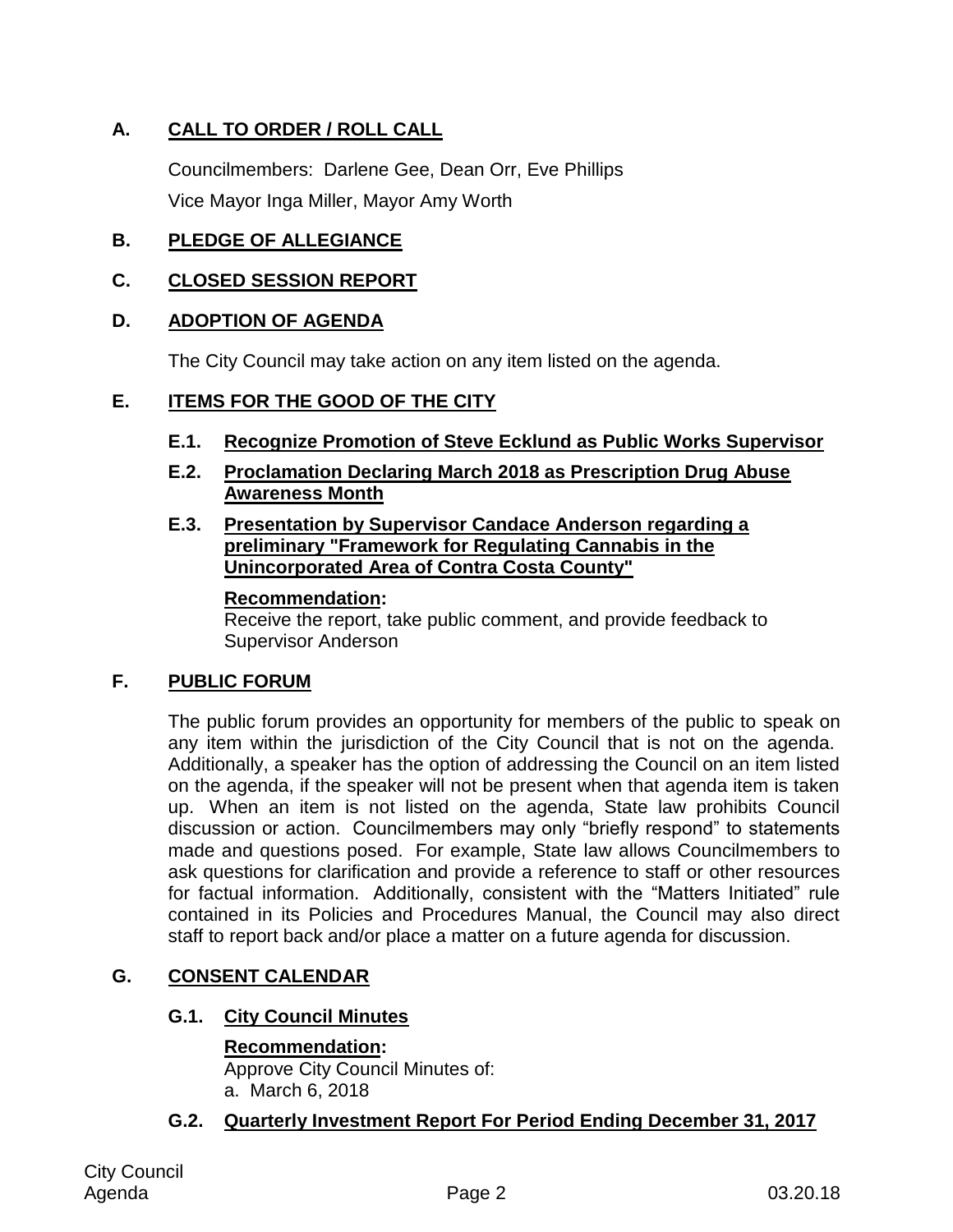## A. CALL TO ORDER / ROLL CALL

Councilmembers: Darlene Gee, Dean Orr, Eve Phillips

Vice Mayor Inga Miller, Mayor Amy Worth

## B. PLEDGE OF ALLEGIANCE

## C. CLOSED SESSION REPORT

## D. ADOPTION OF AGENDA

The City Council may take action on any item listed on the agenda.

## E. ITEMS FOR THE GOOD OF THE CITY

### E.1. Recognize Promotion of Steve Ecklund as Public Works Supervisor

### E.2. Proclamation Declaring March 2018 as Prescription Drug Abuse Awareness Month

### E.3. Presentation by Supervisor Candace Anderson regarding a preliminary "Framework for Regulating Cannabis in the Unincorporated Area of Contra Costa County"

**Recommendation:**
Receive the report, take public comment, and provide feedback to Supervisor Anderson

## F. PUBLIC FORUM

The public forum provides an opportunity for members of the public to speak on any item within the jurisdiction of the City Council that is not on the agenda. Additionally, a speaker has the option of addressing the Council on an item listed on the agenda, if the speaker will not be present when that agenda item is taken up. When an item is not listed on the agenda, State law prohibits Council discussion or action. Councilmembers may only "briefly respond" to statements made and questions posed. For example, State law allows Councilmembers to ask questions for clarification and provide a reference to staff or other resources for factual information. Additionally, consistent with the "Matters Initiated" rule contained in its Policies and Procedures Manual, the Council may also direct staff to report back and/or place a matter on a future agenda for discussion.

## G. CONSENT CALENDAR

### G.1. City Council Minutes

**Recommendation:**
Approve City Council Minutes of:
a. March 6, 2018

### G.2. Quarterly Investment Report For Period Ending December 31, 2017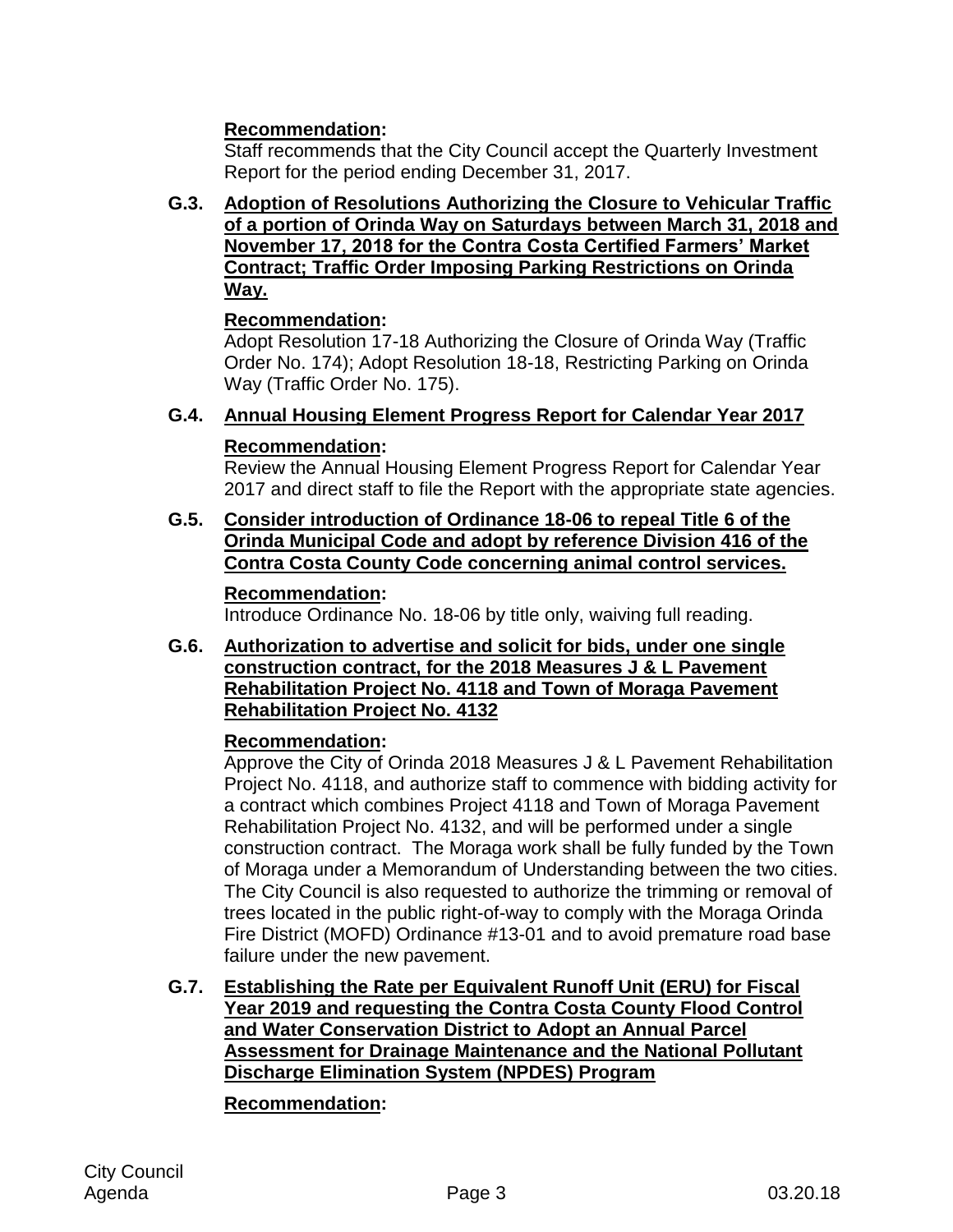**Recommendation:**
Staff recommends that the City Council accept the Quarterly Investment Report for the period ending December 31, 2017.

**G.3. Adoption of Resolutions Authorizing the Closure to Vehicular Traffic of a portion of Orinda Way on Saturdays between March 31, 2018 and November 17, 2018 for the Contra Costa Certified Farmers' Market Contract; Traffic Order Imposing Parking Restrictions on Orinda Way.**

**Recommendation:**
Adopt Resolution 17-18 Authorizing the Closure of Orinda Way (Traffic Order No. 174); Adopt Resolution 18-18, Restricting Parking on Orinda Way (Traffic Order No. 175).

**G.4. Annual Housing Element Progress Report for Calendar Year 2017**

**Recommendation:**
Review the Annual Housing Element Progress Report for Calendar Year 2017 and direct staff to file the Report with the appropriate state agencies.

**G.5. Consider introduction of Ordinance 18-06 to repeal Title 6 of the Orinda Municipal Code and adopt by reference Division 416 of the Contra Costa County Code concerning animal control services.**

**Recommendation:**
Introduce Ordinance No. 18-06 by title only, waiving full reading.

**G.6. Authorization to advertise and solicit for bids, under one single construction contract, for the 2018 Measures J & L Pavement Rehabilitation Project No. 4118 and Town of Moraga Pavement Rehabilitation Project No. 4132**

**Recommendation:**
Approve the City of Orinda 2018 Measures J & L Pavement Rehabilitation Project No. 4118, and authorize staff to commence with bidding activity for a contract which combines Project 4118 and Town of Moraga Pavement Rehabilitation Project No. 4132, and will be performed under a single construction contract. The Moraga work shall be fully funded by the Town of Moraga under a Memorandum of Understanding between the two cities. The City Council is also requested to authorize the trimming or removal of trees located in the public right-of-way to comply with the Moraga Orinda Fire District (MOFD) Ordinance #13-01 and to avoid premature road base failure under the new pavement.

**G.7. Establishing the Rate per Equivalent Runoff Unit (ERU) for Fiscal Year 2019 and requesting the Contra Costa County Flood Control and Water Conservation District to Adopt an Annual Parcel Assessment for Drainage Maintenance and the National Pollutant Discharge Elimination System (NPDES) Program**

**Recommendation:**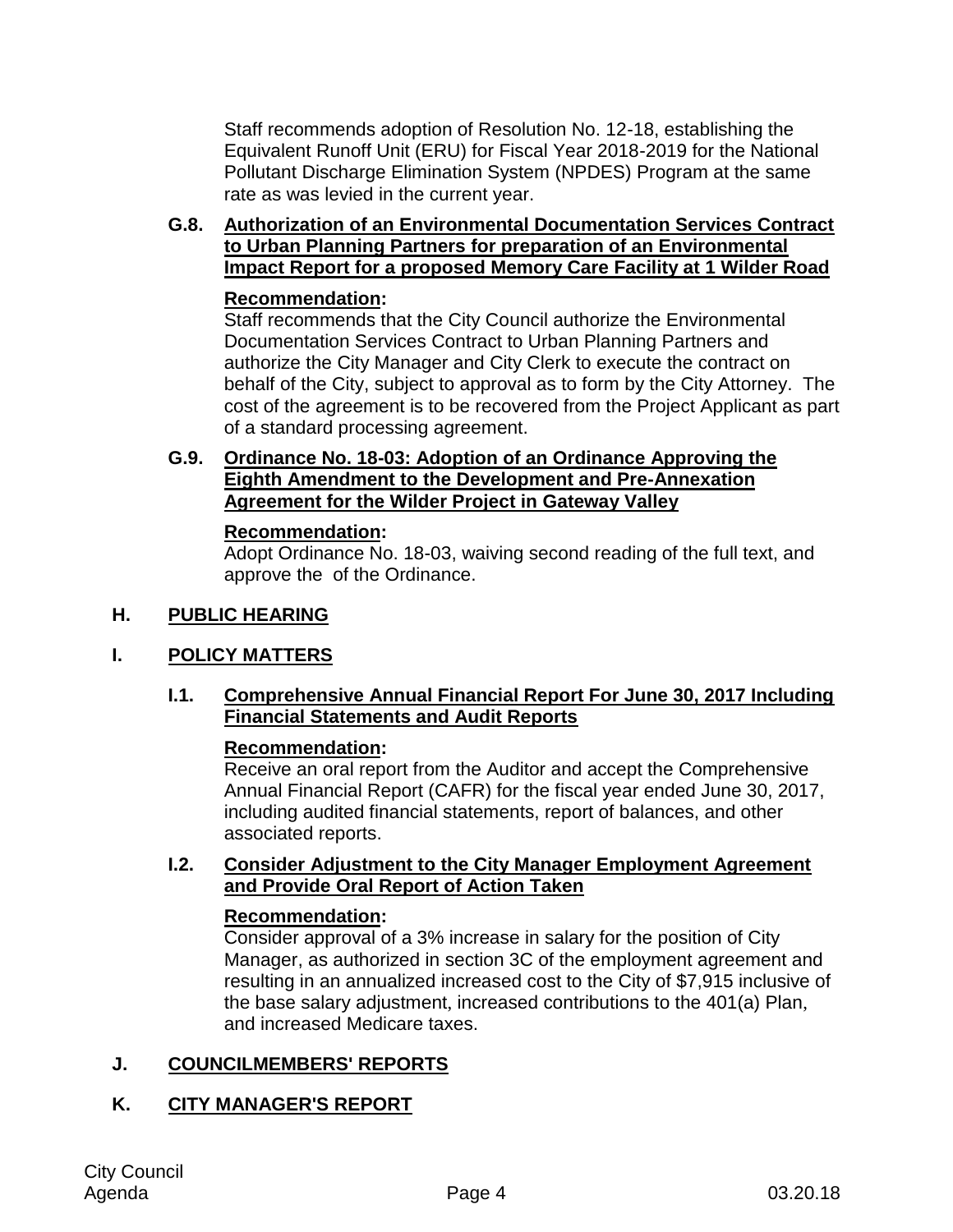Staff recommends adoption of Resolution No. 12-18, establishing the Equivalent Runoff Unit (ERU) for Fiscal Year 2018-2019 for the National Pollutant Discharge Elimination System (NPDES) Program at the same rate as was levied in the current year.

**G.8. Authorization of an Environmental Documentation Services Contract to Urban Planning Partners for preparation of an Environmental Impact Report for a proposed Memory Care Facility at 1 Wilder Road**

**Recommendation:**
Staff recommends that the City Council authorize the Environmental Documentation Services Contract to Urban Planning Partners and authorize the City Manager and City Clerk to execute the contract on behalf of the City, subject to approval as to form by the City Attorney. The cost of the agreement is to be recovered from the Project Applicant as part of a standard processing agreement.

**G.9. Ordinance No. 18-03: Adoption of an Ordinance Approving the Eighth Amendment to the Development and Pre-Annexation Agreement for the Wilder Project in Gateway Valley**

**Recommendation:**
Adopt Ordinance No. 18-03, waiving second reading of the full text, and approve the of the Ordinance.

## H. PUBLIC HEARING

## I. POLICY MATTERS

**I.1. Comprehensive Annual Financial Report For June 30, 2017 Including Financial Statements and Audit Reports**

**Recommendation:**
Receive an oral report from the Auditor and accept the Comprehensive Annual Financial Report (CAFR) for the fiscal year ended June 30, 2017, including audited financial statements, report of balances, and other associated reports.

**I.2. Consider Adjustment to the City Manager Employment Agreement and Provide Oral Report of Action Taken**

**Recommendation:**
Consider approval of a 3% increase in salary for the position of City Manager, as authorized in section 3C of the employment agreement and resulting in an annualized increased cost to the City of $7,915 inclusive of the base salary adjustment, increased contributions to the 401(a) Plan, and increased Medicare taxes.

## J. COUNCILMEMBERS' REPORTS

## K. CITY MANAGER'S REPORT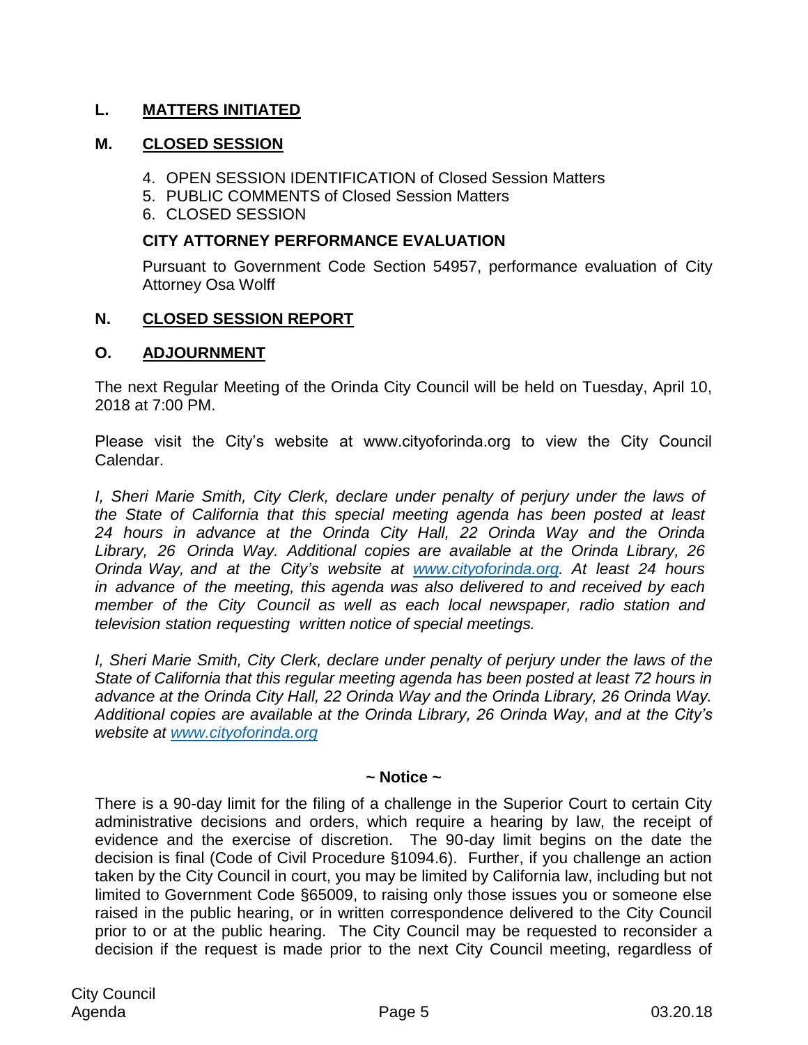## L. MATTERS INITIATED

## M. CLOSED SESSION

4. OPEN SESSION IDENTIFICATION of Closed Session Matters
5. PUBLIC COMMENTS of Closed Session Matters
6. CLOSED SESSION

**CITY ATTORNEY PERFORMANCE EVALUATION**

Pursuant to Government Code Section 54957, performance evaluation of City Attorney Osa Wolff

## N. CLOSED SESSION REPORT

## O. ADJOURNMENT

The next Regular Meeting of the Orinda City Council will be held on Tuesday, April 10, 2018 at 7:00 PM.

Please visit the City's website at www.cityoforinda.org to view the City Council Calendar.

*I, Sheri Marie Smith, City Clerk, declare under penalty of perjury under the laws of the State of California that this special meeting agenda has been posted at least 24 hours in advance at the Orinda City Hall, 22 Orinda Way and the Orinda Library, 26 Orinda Way. Additional copies are available at the Orinda Library, 26 Orinda Way, and at the City's website at www.cityoforinda.org. At least 24 hours in advance of the meeting, this agenda was also delivered to and received by each member of the City Council as well as each local newspaper, radio station and television station requesting written notice of special meetings.*

*I, Sheri Marie Smith, City Clerk, declare under penalty of perjury under the laws of the State of California that this regular meeting agenda has been posted at least 72 hours in advance at the Orinda City Hall, 22 Orinda Way and the Orinda Library, 26 Orinda Way. Additional copies are available at the Orinda Library, 26 Orinda Way, and at the City's website at www.cityoforinda.org*

**~ Notice ~**

There is a 90-day limit for the filing of a challenge in the Superior Court to certain City administrative decisions and orders, which require a hearing by law, the receipt of evidence and the exercise of discretion. The 90-day limit begins on the date the decision is final (Code of Civil Procedure §1094.6). Further, if you challenge an action taken by the City Council in court, you may be limited by California law, including but not limited to Government Code §65009, to raising only those issues you or someone else raised in the public hearing, or in written correspondence delivered to the City Council prior to or at the public hearing. The City Council may be requested to reconsider a decision if the request is made prior to the next City Council meeting, regardless of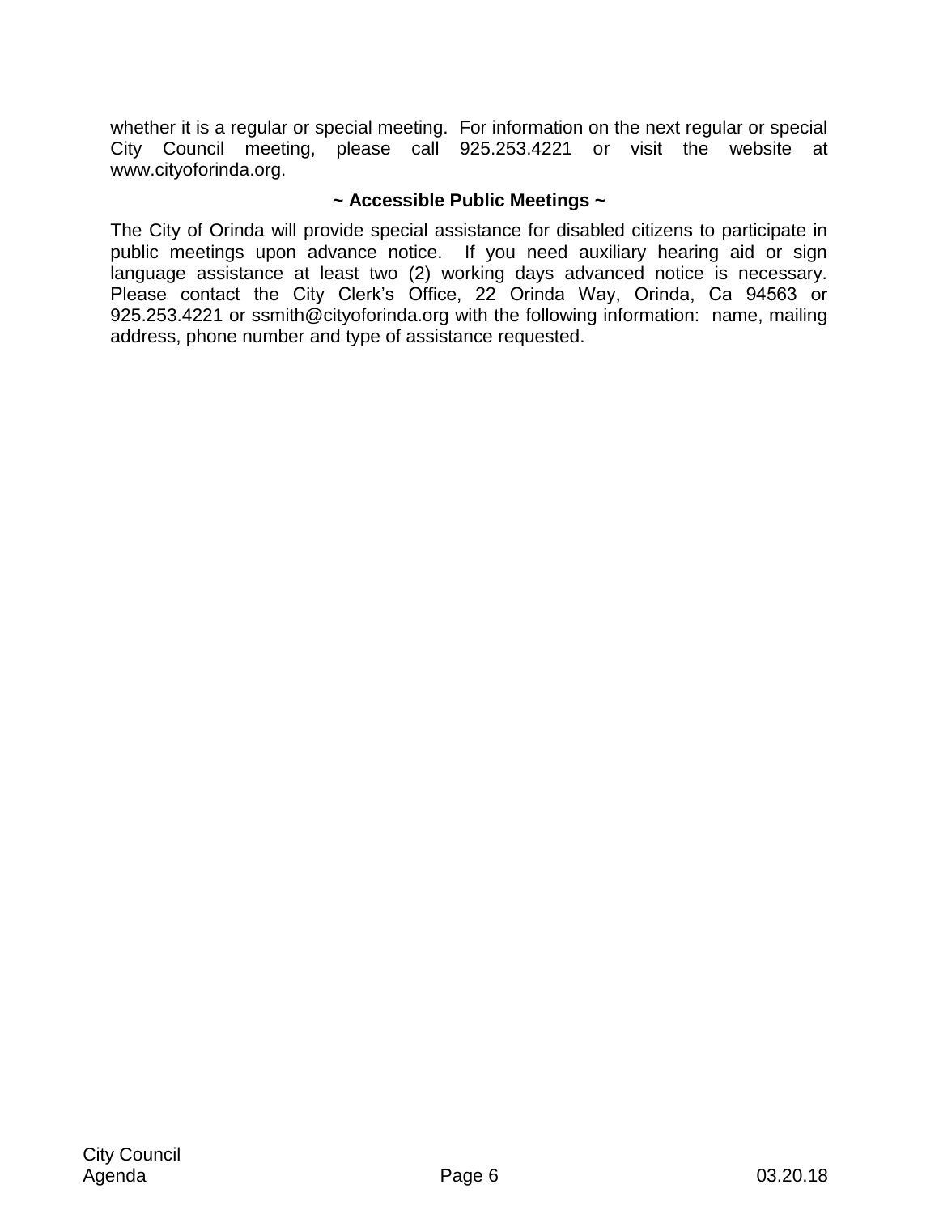whether it is a regular or special meeting. For information on the next regular or special City Council meeting, please call 925.253.4221 or visit the website at www.cityoforinda.org.

**~ Accessible Public Meetings ~**

The City of Orinda will provide special assistance for disabled citizens to participate in public meetings upon advance notice. If you need auxiliary hearing aid or sign language assistance at least two (2) working days advanced notice is necessary. Please contact the City Clerk's Office, 22 Orinda Way, Orinda, Ca 94563 or 925.253.4221 or ssmith@cityoforinda.org with the following information: name, mailing address, phone number and type of assistance requested.